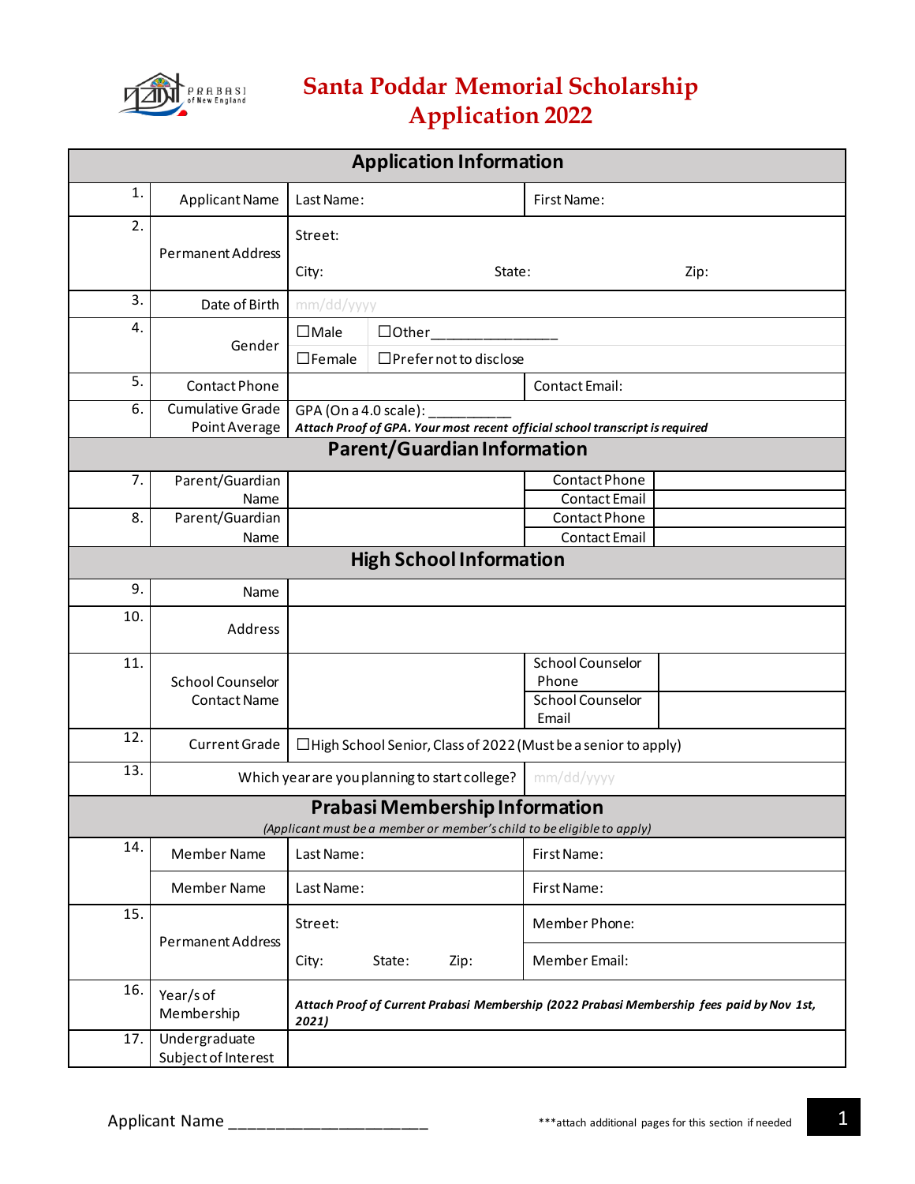# Santa Poddar Memorial Scholarship Application 2022

| Application Information | | | | |
|---|---|---|---|---|
| 1. | Applicant Name | Last Name: | First Name: | |
| 2. | Permanent Address | Street: City: State: Zip: | | |
| 3. | Date of Birth | mm/dd/yyyy | | |
| 4. | Gender | ☐Male | ☐Other________________ | |
| | | ☐Female | ☐Prefer not to disclose | |
| 5. | Contact Phone | | Contact Email: | |
| 6. | Cumulative Grade Point Average | GPA (On a 4.0 scale): __________ ***Attach Proof of GPA. Your most recent official school transcript is required*** | | |
| **Parent/Guardian Information** | | | | |
| 7. | Parent/Guardian Name | | Contact Phone | |
| | | | Contact Email | |
| 8. | Parent/Guardian Name | | Contact Phone | |
| | | | Contact Email | |
| **High School Information** | | | | |
| 9. | Name | | | |
| 10. | Address | | | |
| 11. | School Counselor Contact Name | | School Counselor Phone | |
| | | | School Counselor Email | |
| 12. | Current Grade | ☐High School Senior, Class of 2022 (Must be a senior to apply) | | |
| 13. | Which year are you planning to start college? | | mm/dd/yyyy | |
| **Prabasi Membership Information** *(Applicant must be a member or member's child to be eligible to apply)* | | | | |
| 14. | Member Name | Last Name: | First Name: | |
| | Member Name | Last Name: | First Name: | |
| 15. | Permanent Address | Street: | Member Phone: | |
| | | City: State: Zip: | Member Email: | |
| 16. | Year/s of Membership | ***Attach Proof of Current Prabasi Membership (2022 Prabasi Membership fees paid by Nov 1st, 2021)*** | | |
| 17. | Undergraduate Subject of Interest | | | |

Applicant Name ______________________

***attach additional pages for this section if needed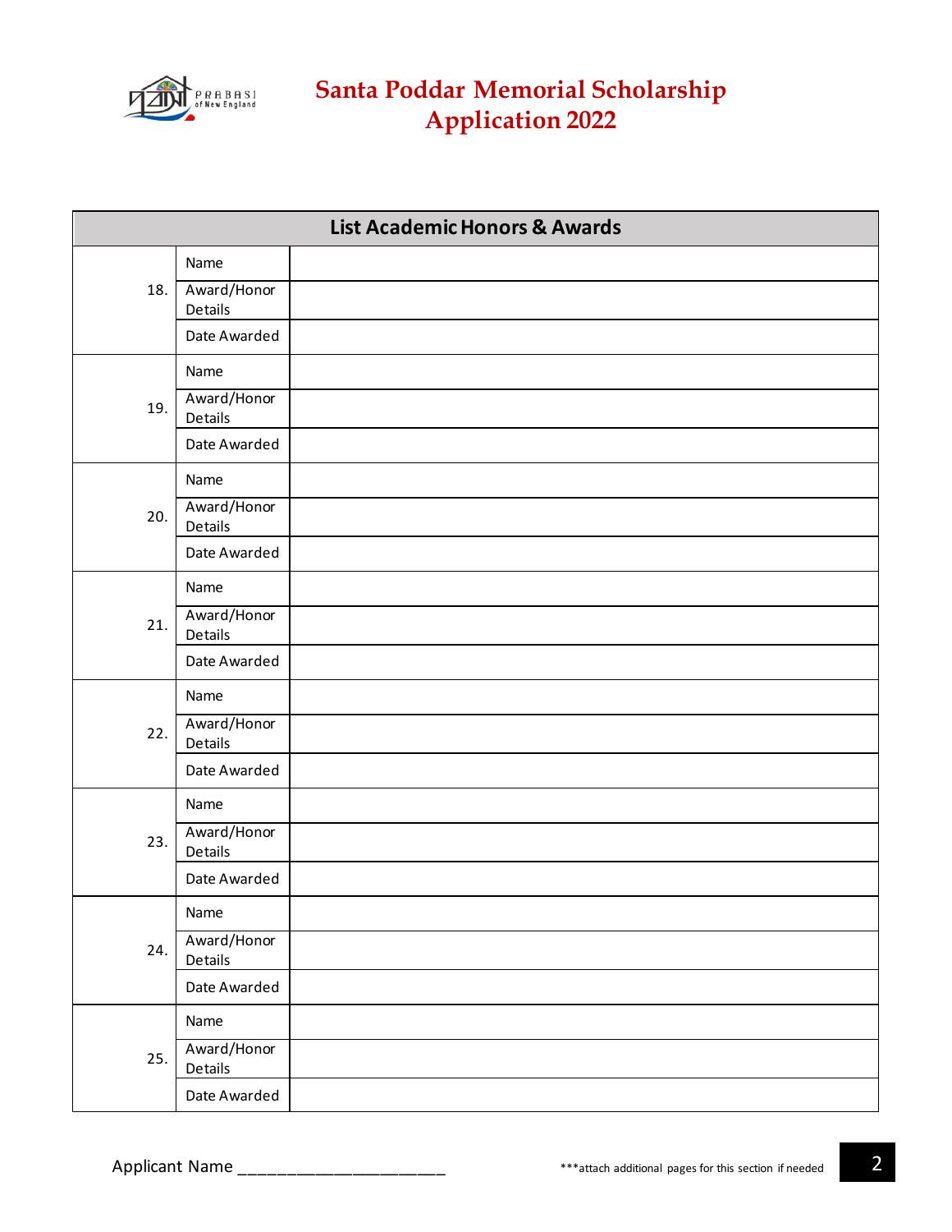# Santa Poddar Memorial Scholarship Application 2022

| List Academic Honors & Awards | | |
|---|---|---|
| 18. | Name | |
| | Award/Honor Details | |
| | Date Awarded | |
| 19. | Name | |
| | Award/Honor Details | |
| | Date Awarded | |
| 20. | Name | |
| | Award/Honor Details | |
| | Date Awarded | |
| 21. | Name | |
| | Award/Honor Details | |
| | Date Awarded | |
| 22. | Name | |
| | Award/Honor Details | |
| | Date Awarded | |
| 23. | Name | |
| | Award/Honor Details | |
| | Date Awarded | |
| 24. | Name | |
| | Award/Honor Details | |
| | Date Awarded | |
| 25. | Name | |
| | Award/Honor Details | |
| | Date Awarded | |

Applicant Name ______________________

***attach additional pages for this section if needed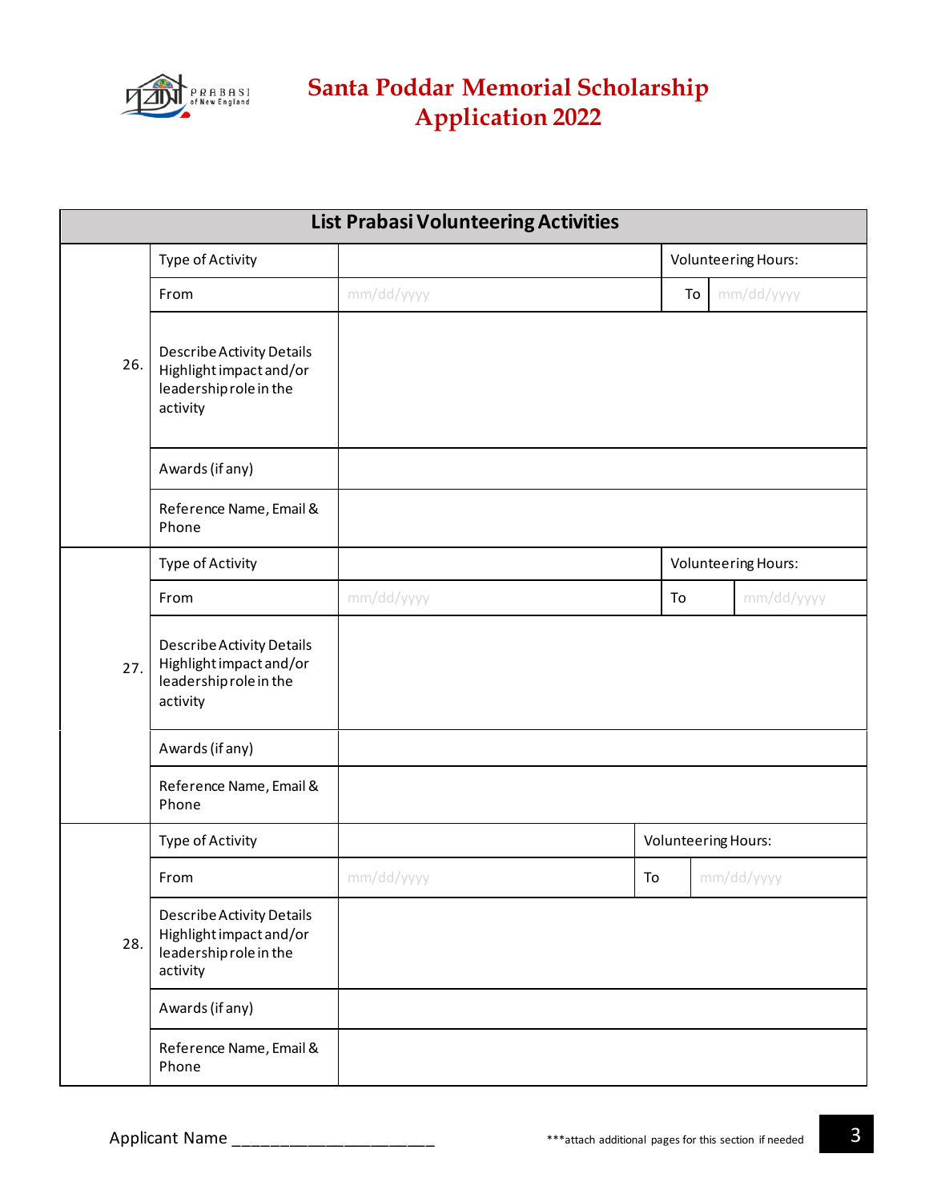# Santa Poddar Memorial Scholarship Application 2022

| List Prabasi Volunteering Activities | | | | |
|---|---|---|---|---|
| 26. | Type of Activity | | Volunteering Hours: | |
| | From | mm/dd/yyyy | To | mm/dd/yyyy |
| | Describe Activity Details Highlight impact and/or leadership role in the activity | | | |
| | Awards (if any) | | | |
| | Reference Name, Email & Phone | | | |
| 27. | Type of Activity | | Volunteering Hours: | |
| | From | mm/dd/yyyy | To | mm/dd/yyyy |
| | Describe Activity Details Highlight impact and/or leadership role in the activity | | | |
| | Awards (if any) | | | |
| | Reference Name, Email & Phone | | | |
| 28. | Type of Activity | | Volunteering Hours: | |
| | From | mm/dd/yyyy | To | mm/dd/yyyy |
| | Describe Activity Details Highlight impact and/or leadership role in the activity | | | |
| | Awards (if any) | | | |
| | Reference Name, Email & Phone | | | |

Applicant Name ______________________

***attach additional pages for this section if needed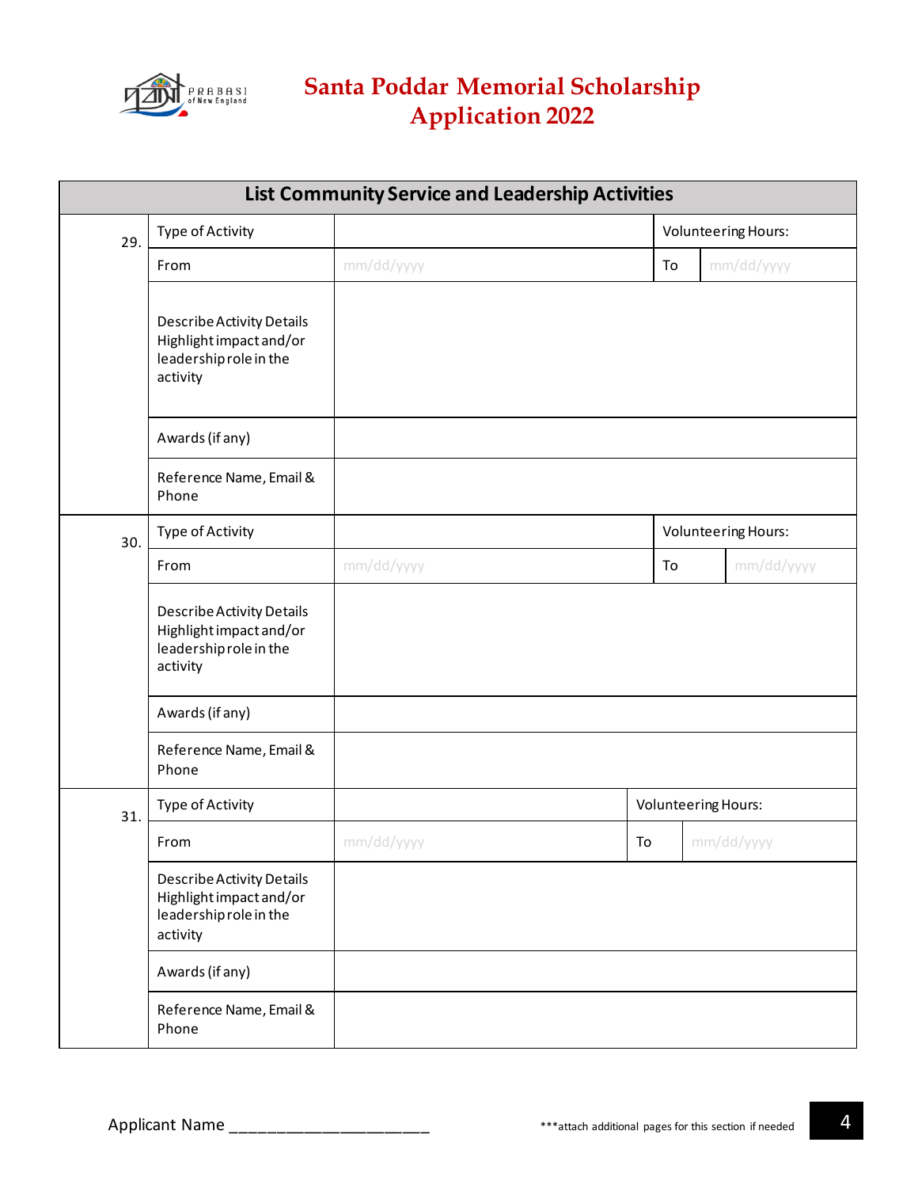# Santa Poddar Memorial Scholarship Application 2022

## List Community Service and Leadership Activities

| | | | | |
|---|---|---|---|---|
| 29. | Type of Activity | | Volunteering Hours: | |
| | From | mm/dd/yyyy | To | mm/dd/yyyy |
| | Describe Activity Details Highlight impact and/or leadership role in the activity | | | |
| | Awards (if any) | | | |
| | Reference Name, Email & Phone | | | |
| 30. | Type of Activity | | Volunteering Hours: | |
| | From | mm/dd/yyyy | To | mm/dd/yyyy |
| | Describe Activity Details Highlight impact and/or leadership role in the activity | | | |
| | Awards (if any) | | | |
| | Reference Name, Email & Phone | | | |
| 31. | Type of Activity | | Volunteering Hours: | |
| | From | mm/dd/yyyy | To | mm/dd/yyyy |
| | Describe Activity Details Highlight impact and/or leadership role in the activity | | | |
| | Awards (if any) | | | |
| | Reference Name, Email & Phone | | | |

Applicant Name ____________________

***attach additional pages for this section if needed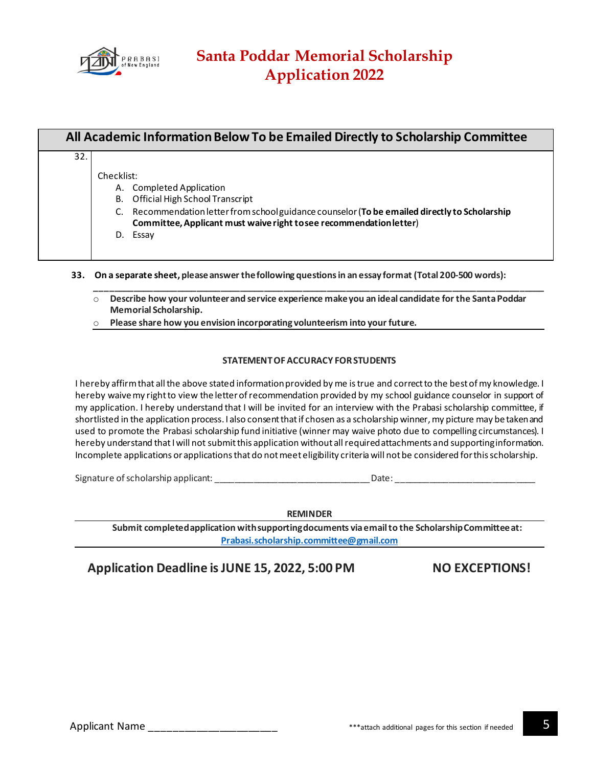# Santa Poddar Memorial Scholarship Application 2022

| All Academic Information Below To be Emailed Directly to Scholarship Committee | |
|---|---|
| 32. | Checklist:<br>A. Completed Application<br>B. Official High School Transcript<br>C. Recommendation letter from school guidance counselor (**To be emailed directly to Scholarship Committee, Applicant must waive right to see recommendation letter**)<br>D. Essay |

**33. On a separate sheet, please answer the following questions in an essay format (Total 200-500 words):**

- **Describe how your volunteer and service experience make you an ideal candidate for the Santa Poddar Memorial Scholarship.**
- **Please share how you envision incorporating volunteerism into your future.**

**STATEMENT OF ACCURACY FOR STUDENTS**

I hereby affirm that all the above stated information provided by me is true and correct to the best of my knowledge. I hereby waive my right to view the letter of recommendation provided by my school guidance counselor in support of my application. I hereby understand that I will be invited for an interview with the Prabasi scholarship committee, if shortlisted in the application process. I also consent that if chosen as a scholarship winner, my picture may be taken and used to promote the Prabasi scholarship fund initiative (winner may waive photo due to compelling circumstances). I hereby understand that I will not submit this application without all required attachments and supporting information. Incomplete applications or applications that do not meet eligibility criteria will not be considered for this scholarship.

Signature of scholarship applicant: ______________________________ Date: ____________________________

**REMINDER**

**Submit completed application with supporting documents via email to the Scholarship Committee at:**
**Prabasi.scholarship.committee@gmail.com**

**Application Deadline is JUNE 15, 2022, 5:00 PM** **NO EXCEPTIONS!**

Applicant Name ______________________

***attach additional pages for this section if needed